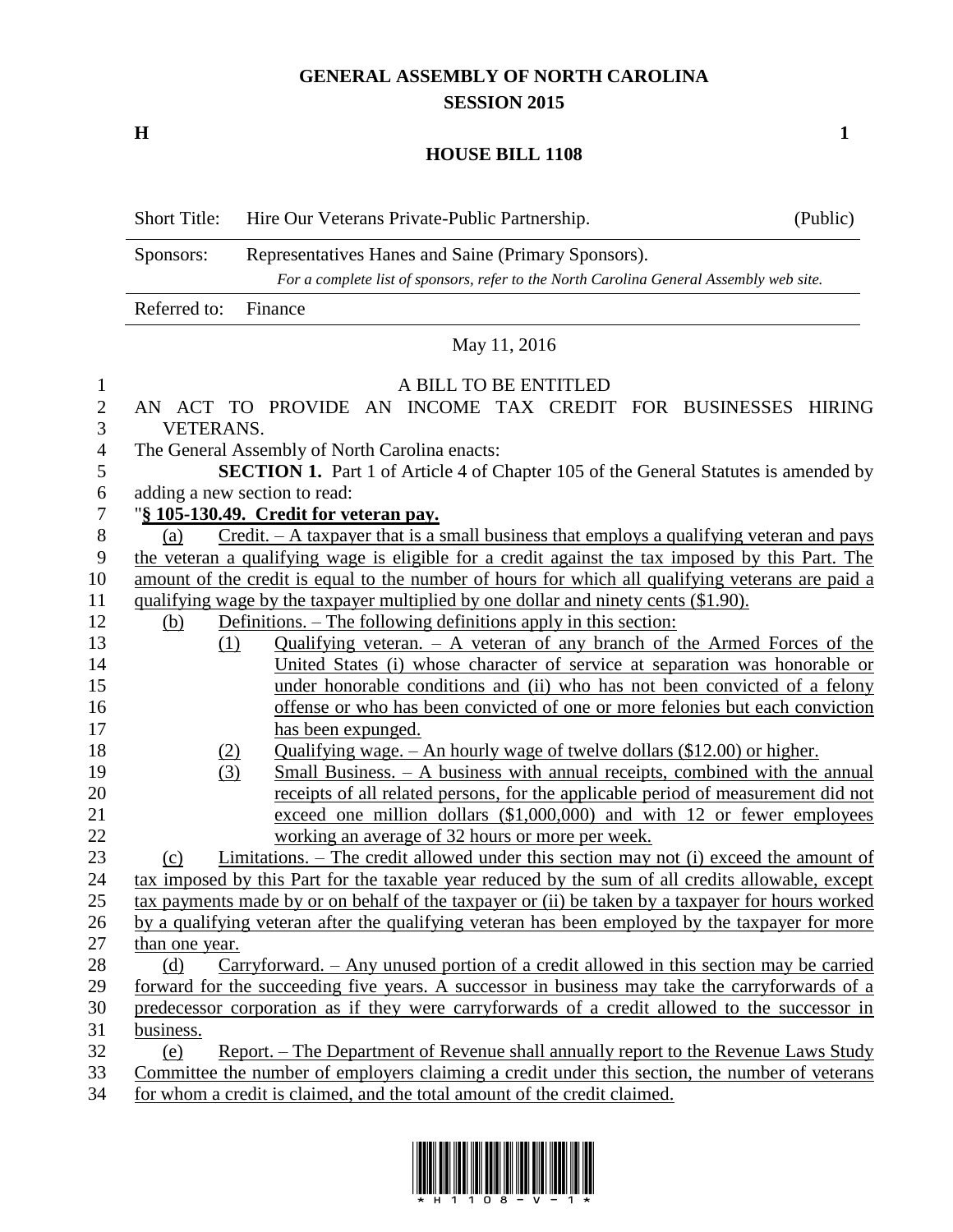# GENERAL ASSEMBLY OF NORTH CAROLINA
## SESSION 2015

**H** **1**

## HOUSE BILL 1108

| Short Title: | Hire Our Veterans Private-Public Partnership. | (Public) |
|---|---|---|
| Sponsors: | Representatives Hanes and Saine (Primary Sponsors). *For a complete list of sponsors, refer to the North Carolina General Assembly web site.* | |
| Referred to: | Finance | |

May 11, 2016

A BILL TO BE ENTITLED

AN ACT TO PROVIDE AN INCOME TAX CREDIT FOR BUSINESSES HIRING VETERANS.

The General Assembly of North Carolina enacts:

**SECTION 1.** Part 1 of Article 4 of Chapter 105 of the General Statutes is amended by adding a new section to read:

"**§ 105-130.49. Credit for veteran pay.**

(a) Credit. – A taxpayer that is a small business that employs a qualifying veteran and pays the veteran a qualifying wage is eligible for a credit against the tax imposed by this Part. The amount of the credit is equal to the number of hours for which all qualifying veterans are paid a qualifying wage by the taxpayer multiplied by one dollar and ninety cents ($1.90).

(b) Definitions. – The following definitions apply in this section:

(1) Qualifying veteran. – A veteran of any branch of the Armed Forces of the United States (i) whose character of service at separation was honorable or under honorable conditions and (ii) who has not been convicted of a felony offense or who has been convicted of one or more felonies but each conviction has been expunged.

(2) Qualifying wage. – An hourly wage of twelve dollars ($12.00) or higher.

(3) Small Business. – A business with annual receipts, combined with the annual receipts of all related persons, for the applicable period of measurement did not exceed one million dollars ($1,000,000) and with 12 or fewer employees working an average of 32 hours or more per week.

(c) Limitations. – The credit allowed under this section may not (i) exceed the amount of tax imposed by this Part for the taxable year reduced by the sum of all credits allowable, except tax payments made by or on behalf of the taxpayer or (ii) be taken by a taxpayer for hours worked by a qualifying veteran after the qualifying veteran has been employed by the taxpayer for more than one year.

(d) Carryforward. – Any unused portion of a credit allowed in this section may be carried forward for the succeeding five years. A successor in business may take the carryforwards of a predecessor corporation as if they were carryforwards of a credit allowed to the successor in business.

(e) Report. – The Department of Revenue shall annually report to the Revenue Laws Study Committee the number of employers claiming a credit under this section, the number of veterans for whom a credit is claimed, and the total amount of the credit claimed.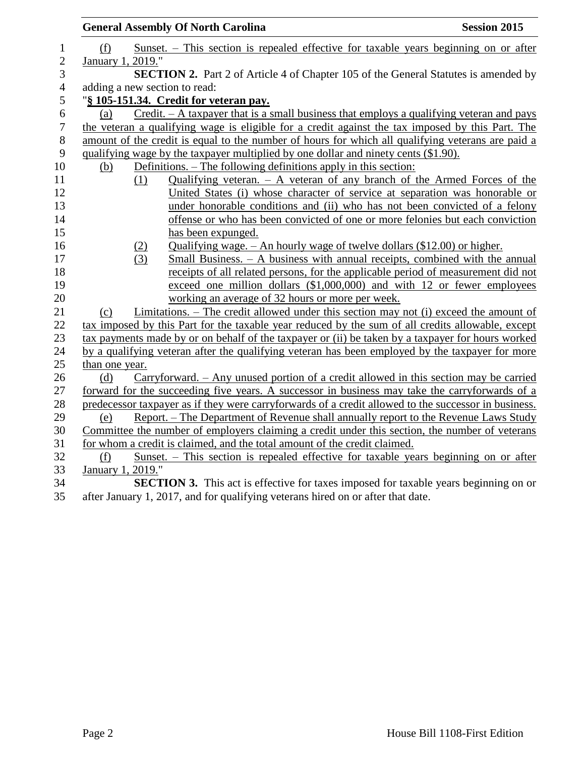(f) Sunset. – This section is repealed effective for taxable years beginning on or after January 1, 2019."

**SECTION 2.** Part 2 of Article 4 of Chapter 105 of the General Statutes is amended by adding a new section to read:

"**§ 105-151.34. Credit for veteran pay.**

(a) Credit. – A taxpayer that is a small business that employs a qualifying veteran and pays the veteran a qualifying wage is eligible for a credit against the tax imposed by this Part. The amount of the credit is equal to the number of hours for which all qualifying veterans are paid a qualifying wage by the taxpayer multiplied by one dollar and ninety cents ($1.90).

(b) Definitions. – The following definitions apply in this section:

(1) Qualifying veteran. – A veteran of any branch of the Armed Forces of the United States (i) whose character of service at separation was honorable or under honorable conditions and (ii) who has not been convicted of a felony offense or who has been convicted of one or more felonies but each conviction has been expunged.

(2) Qualifying wage. – An hourly wage of twelve dollars ($12.00) or higher.

(3) Small Business. – A business with annual receipts, combined with the annual receipts of all related persons, for the applicable period of measurement did not exceed one million dollars ($1,000,000) and with 12 or fewer employees working an average of 32 hours or more per week.

(c) Limitations. – The credit allowed under this section may not (i) exceed the amount of tax imposed by this Part for the taxable year reduced by the sum of all credits allowable, except tax payments made by or on behalf of the taxpayer or (ii) be taken by a taxpayer for hours worked by a qualifying veteran after the qualifying veteran has been employed by the taxpayer for more than one year.

(d) Carryforward. – Any unused portion of a credit allowed in this section may be carried forward for the succeeding five years. A successor in business may take the carryforwards of a predecessor taxpayer as if they were carryforwards of a credit allowed to the successor in business.

(e) Report. – The Department of Revenue shall annually report to the Revenue Laws Study Committee the number of employers claiming a credit under this section, the number of veterans for whom a credit is claimed, and the total amount of the credit claimed.

(f) Sunset. – This section is repealed effective for taxable years beginning on or after January 1, 2019."

**SECTION 3.** This act is effective for taxes imposed for taxable years beginning on or after January 1, 2017, and for qualifying veterans hired on or after that date.